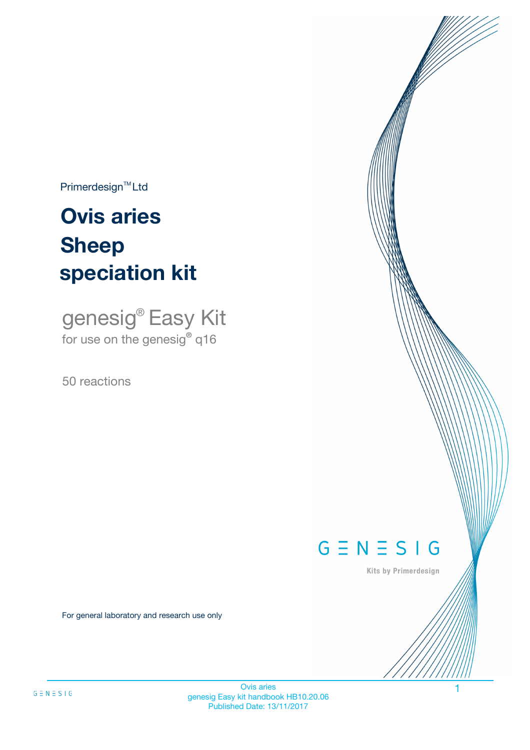Primerdesign™ Ltd

# Ovis aries Sheep speciation kit

genesig® Easy Kit
for use on the genesig® q16

50 reactions

For general laboratory and research use only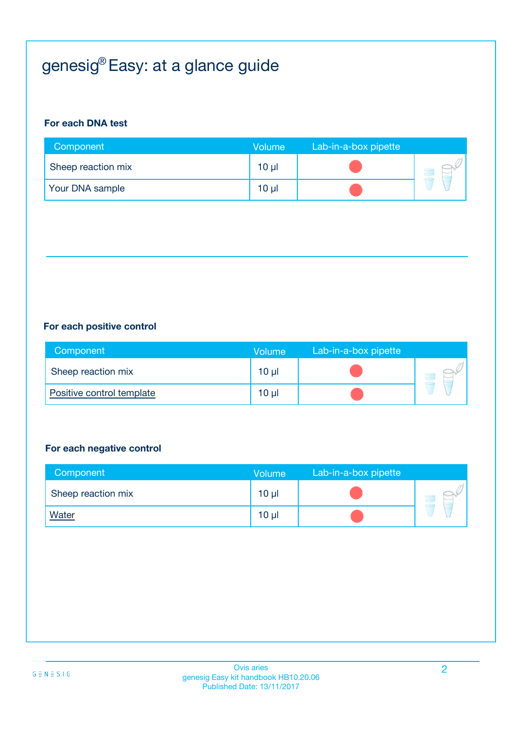# genesig® Easy: at a glance guide

**For each DNA test**

| Component | Volume | Lab-in-a-box pipette |
|---|---|---|
| Sheep reaction mix | 10 µl | |
| Your DNA sample | 10 µl | |

**For each positive control**

| Component | Volume | Lab-in-a-box pipette |
|---|---|---|
| Sheep reaction mix | 10 µl | |
| Positive control template | 10 µl | |

**For each negative control**

| Component | Volume | Lab-in-a-box pipette |
|---|---|---|
| Sheep reaction mix | 10 µl | |
| Water | 10 µl | |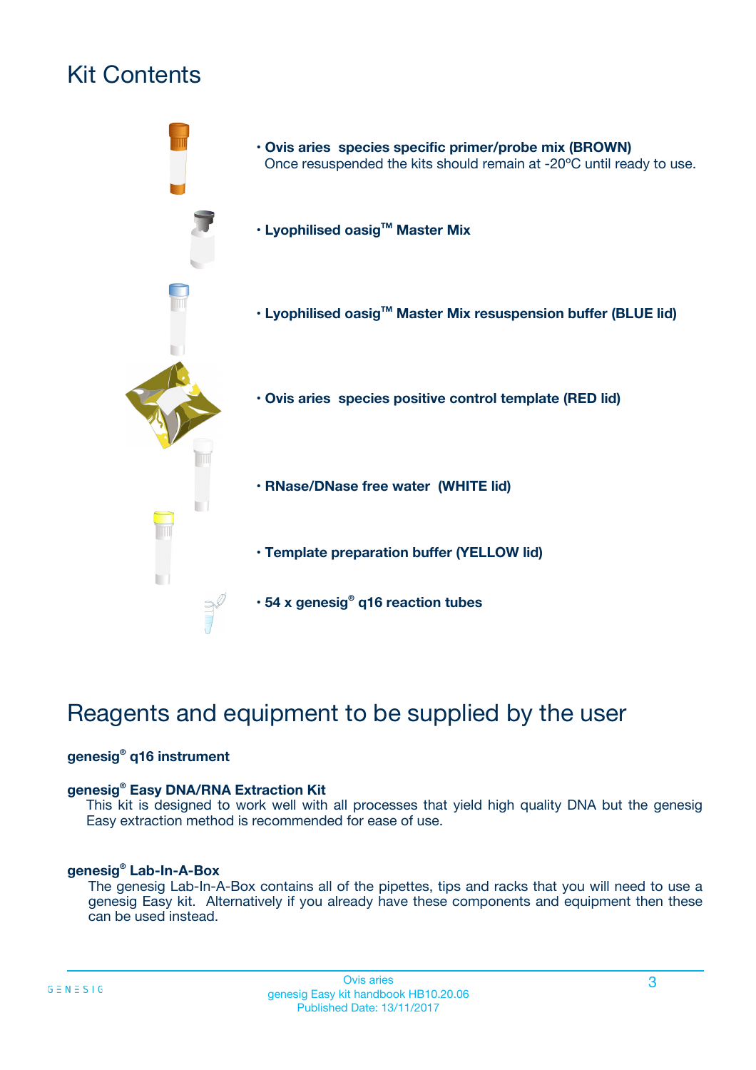# Kit Contents

- **Ovis aries species specific primer/probe mix (BROWN)**
  Once resuspended the kits should remain at -20ºC until ready to use.
- **Lyophilised oasig™ Master Mix**
- **Lyophilised oasig™ Master Mix resuspension buffer (BLUE lid)**
- **Ovis aries species positive control template (RED lid)**
- **RNase/DNase free water (WHITE lid)**
- **Template preparation buffer (YELLOW lid)**
- **54 x genesig® q16 reaction tubes**

# Reagents and equipment to be supplied by the user

**genesig® q16 instrument**

**genesig® Easy DNA/RNA Extraction Kit**
This kit is designed to work well with all processes that yield high quality DNA but the genesig Easy extraction method is recommended for ease of use.

**genesig® Lab-In-A-Box**
The genesig Lab-In-A-Box contains all of the pipettes, tips and racks that you will need to use a genesig Easy kit. Alternatively if you already have these components and equipment then these can be used instead.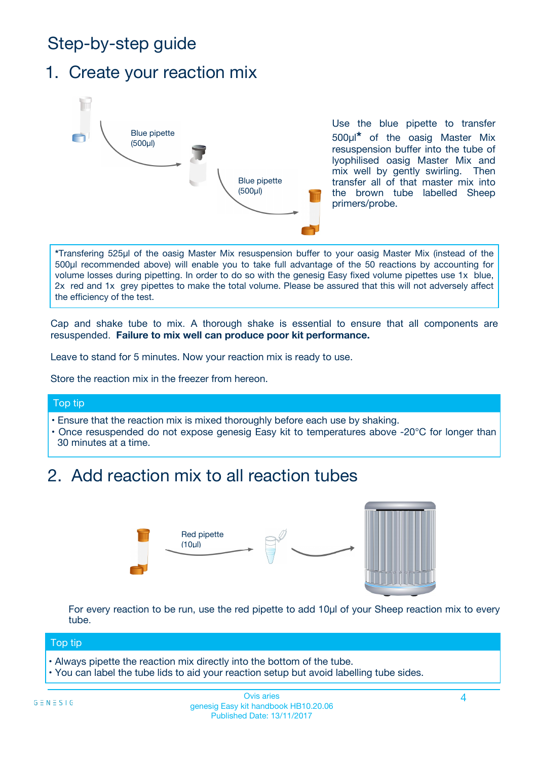# Step-by-step guide

## 1. Create your reaction mix

Blue pipette (500µl)

Blue pipette (500µl)

Use the blue pipette to transfer 500µl* of the oasig Master Mix resuspension buffer into the tube of lyophilised oasig Master Mix and mix well by gently swirling. Then transfer all of that master mix into the brown tube labelled Sheep primers/probe.

*Transfering 525µl of the oasig Master Mix resuspension buffer to your oasig Master Mix (instead of the 500µl recommended above) will enable you to take full advantage of the 50 reactions by accounting for volume losses during pipetting. In order to do so with the genesig Easy fixed volume pipettes use 1x blue, 2x red and 1x grey pipettes to make the total volume. Please be assured that this will not adversely affect the efficiency of the test.

Cap and shake tube to mix. A thorough shake is essential to ensure that all components are resuspended. **Failure to mix well can produce poor kit performance.**

Leave to stand for 5 minutes. Now your reaction mix is ready to use.

Store the reaction mix in the freezer from hereon.

**Top tip**

- Ensure that the reaction mix is mixed thoroughly before each use by shaking.
- Once resuspended do not expose genesig Easy kit to temperatures above -20°C for longer than 30 minutes at a time.

## 2. Add reaction mix to all reaction tubes

Red pipette (10µl)

For every reaction to be run, use the red pipette to add 10µl of your Sheep reaction mix to every tube.

**Top tip**

- Always pipette the reaction mix directly into the bottom of the tube.
- You can label the tube lids to aid your reaction setup but avoid labelling tube sides.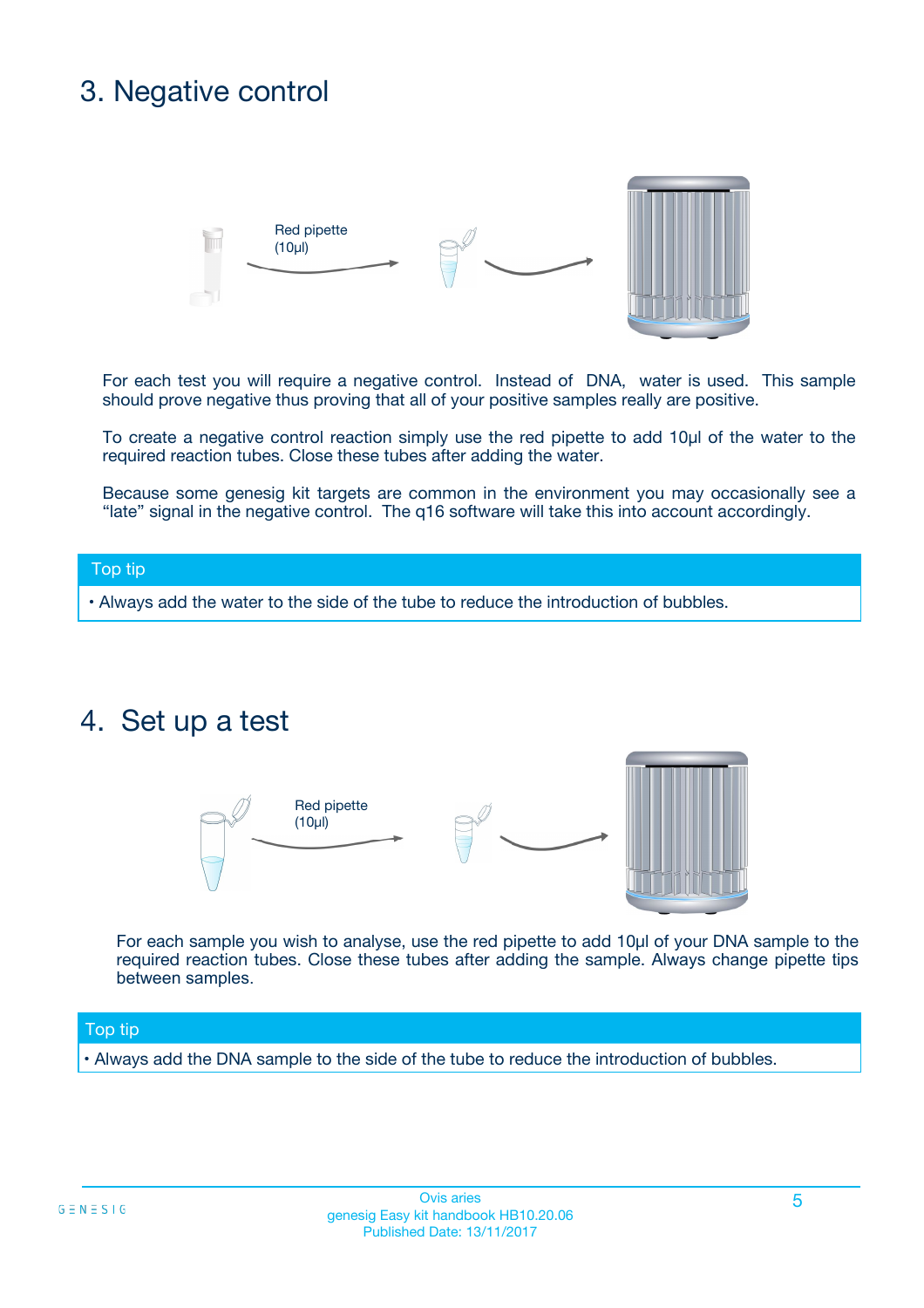# 3. Negative control

Red pipette (10µl)

For each test you will require a negative control. Instead of DNA, water is used. This sample should prove negative thus proving that all of your positive samples really are positive.

To create a negative control reaction simply use the red pipette to add 10µl of the water to the required reaction tubes. Close these tubes after adding the water.

Because some genesig kit targets are common in the environment you may occasionally see a "late" signal in the negative control. The q16 software will take this into account accordingly.

| Top tip |
| --- |
| • Always add the water to the side of the tube to reduce the introduction of bubbles. |

# 4. Set up a test

Red pipette (10µl)

For each sample you wish to analyse, use the red pipette to add 10µl of your DNA sample to the required reaction tubes. Close these tubes after adding the sample. Always change pipette tips between samples.

| Top tip |
| --- |
| • Always add the DNA sample to the side of the tube to reduce the introduction of bubbles. |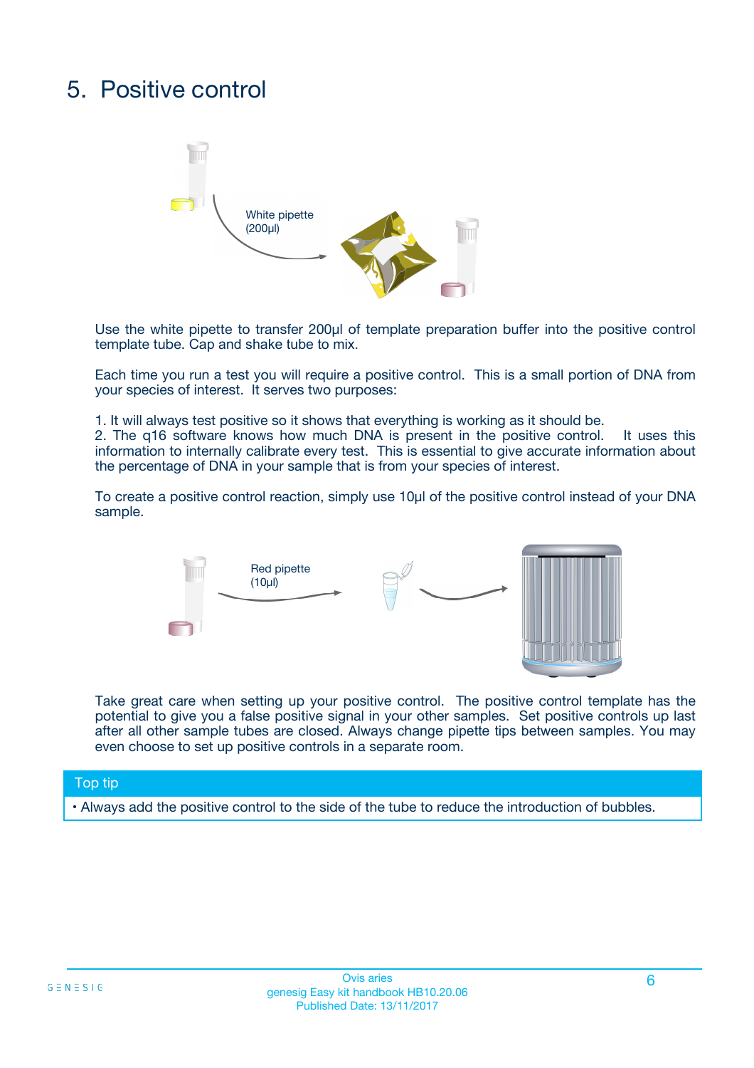# 5. Positive control

White pipette (200µl)

Use the white pipette to transfer 200µl of template preparation buffer into the positive control template tube. Cap and shake tube to mix.

Each time you run a test you will require a positive control. This is a small portion of DNA from your species of interest. It serves two purposes:

1. It will always test positive so it shows that everything is working as it should be.
2. The q16 software knows how much DNA is present in the positive control. It uses this information to internally calibrate every test. This is essential to give accurate information about the percentage of DNA in your sample that is from your species of interest.

To create a positive control reaction, simply use 10µl of the positive control instead of your DNA sample.

Red pipette (10µl)

Take great care when setting up your positive control. The positive control template has the potential to give you a false positive signal in your other samples. Set positive controls up last after all other sample tubes are closed. Always change pipette tips between samples. You may even choose to set up positive controls in a separate room.

**Top tip**

- Always add the positive control to the side of the tube to reduce the introduction of bubbles.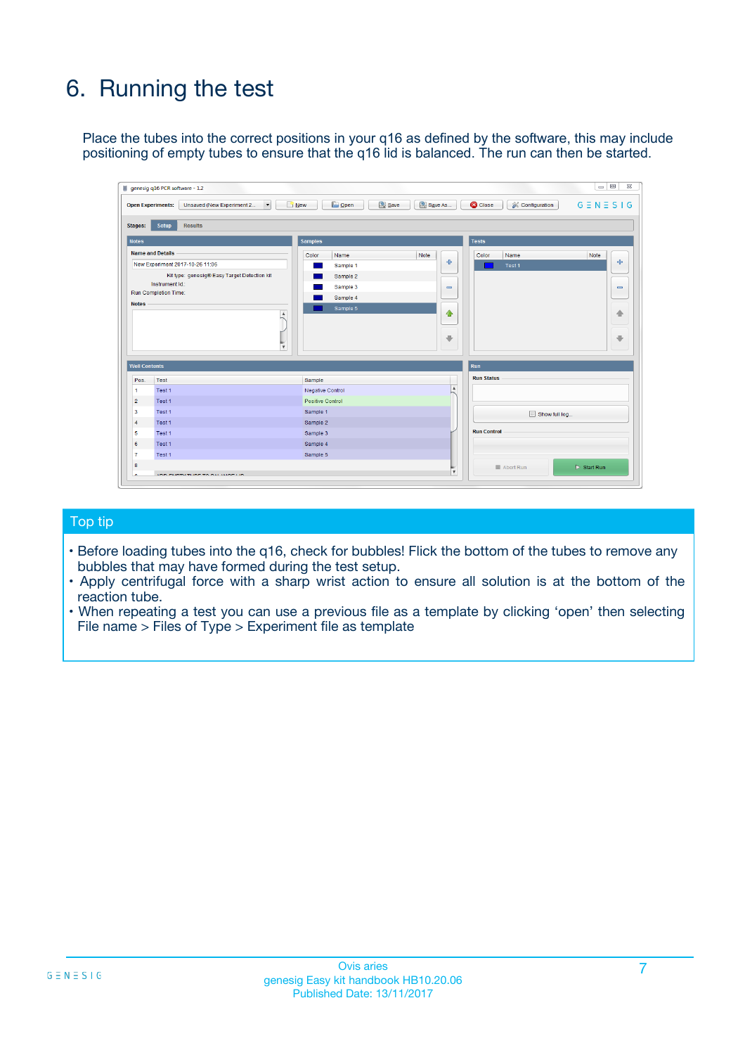# 6. Running the test

Place the tubes into the correct positions in your q16 as defined by the software, this may include positioning of empty tubes to ensure that the q16 lid is balanced. The run can then be started.

## Top tip

- Before loading tubes into the q16, check for bubbles! Flick the bottom of the tubes to remove any bubbles that may have formed during the test setup.
- Apply centrifugal force with a sharp wrist action to ensure all solution is at the bottom of the reaction tube.
- When repeating a test you can use a previous file as a template by clicking 'open' then selecting File name > Files of Type > Experiment file as template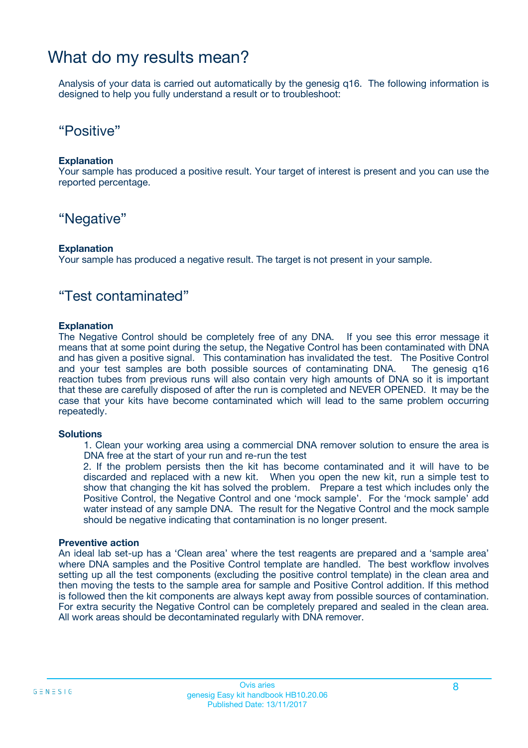# What do my results mean?

Analysis of your data is carried out automatically by the genesig q16. The following information is designed to help you fully understand a result or to troubleshoot:

## “Positive”

**Explanation**

Your sample has produced a positive result. Your target of interest is present and you can use the reported percentage.

## “Negative”

**Explanation**

Your sample has produced a negative result. The target is not present in your sample.

## “Test contaminated”

**Explanation**

The Negative Control should be completely free of any DNA. If you see this error message it means that at some point during the setup, the Negative Control has been contaminated with DNA and has given a positive signal. This contamination has invalidated the test. The Positive Control and your test samples are both possible sources of contaminating DNA. The genesig q16 reaction tubes from previous runs will also contain very high amounts of DNA so it is important that these are carefully disposed of after the run is completed and NEVER OPENED. It may be the case that your kits have become contaminated which will lead to the same problem occurring repeatedly.

**Solutions**

1. Clean your working area using a commercial DNA remover solution to ensure the area is DNA free at the start of your run and re-run the test
2. If the problem persists then the kit has become contaminated and it will have to be discarded and replaced with a new kit. When you open the new kit, run a simple test to show that changing the kit has solved the problem. Prepare a test which includes only the Positive Control, the Negative Control and one ‘mock sample’. For the ‘mock sample’ add water instead of any sample DNA. The result for the Negative Control and the mock sample should be negative indicating that contamination is no longer present.

**Preventive action**

An ideal lab set-up has a ‘Clean area’ where the test reagents are prepared and a ‘sample area’ where DNA samples and the Positive Control template are handled. The best workflow involves setting up all the test components (excluding the positive control template) in the clean area and then moving the tests to the sample area for sample and Positive Control addition. If this method is followed then the kit components are always kept away from possible sources of contamination. For extra security the Negative Control can be completely prepared and sealed in the clean area. All work areas should be decontaminated regularly with DNA remover.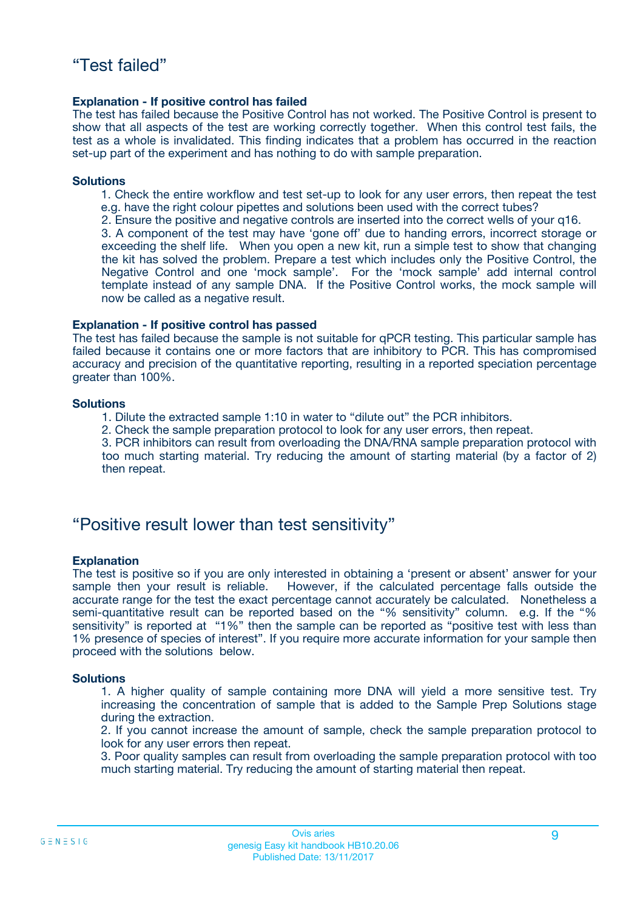## "Test failed"

**Explanation - If positive control has failed**

The test has failed because the Positive Control has not worked. The Positive Control is present to show that all aspects of the test are working correctly together. When this control test fails, the test as a whole is invalidated. This finding indicates that a problem has occurred in the reaction set-up part of the experiment and has nothing to do with sample preparation.

**Solutions**

1. Check the entire workflow and test set-up to look for any user errors, then repeat the test e.g. have the right colour pipettes and solutions been used with the correct tubes?
2. Ensure the positive and negative controls are inserted into the correct wells of your q16.
3. A component of the test may have 'gone off' due to handing errors, incorrect storage or exceeding the shelf life. When you open a new kit, run a simple test to show that changing the kit has solved the problem. Prepare a test which includes only the Positive Control, the Negative Control and one 'mock sample'. For the 'mock sample' add internal control template instead of any sample DNA. If the Positive Control works, the mock sample will now be called as a negative result.

**Explanation - If positive control has passed**

The test has failed because the sample is not suitable for qPCR testing. This particular sample has failed because it contains one or more factors that are inhibitory to PCR. This has compromised accuracy and precision of the quantitative reporting, resulting in a reported speciation percentage greater than 100%.

**Solutions**

1. Dilute the extracted sample 1:10 in water to "dilute out" the PCR inhibitors.
2. Check the sample preparation protocol to look for any user errors, then repeat.
3. PCR inhibitors can result from overloading the DNA/RNA sample preparation protocol with too much starting material. Try reducing the amount of starting material (by a factor of 2) then repeat.

## "Positive result lower than test sensitivity"

**Explanation**

The test is positive so if you are only interested in obtaining a 'present or absent' answer for your sample then your result is reliable. However, if the calculated percentage falls outside the accurate range for the test the exact percentage cannot accurately be calculated. Nonetheless a semi-quantitative result can be reported based on the "% sensitivity" column. e.g. If the "% sensitivity" is reported at "1%" then the sample can be reported as "positive test with less than 1% presence of species of interest". If you require more accurate information for your sample then proceed with the solutions below.

**Solutions**

1. A higher quality of sample containing more DNA will yield a more sensitive test. Try increasing the concentration of sample that is added to the Sample Prep Solutions stage during the extraction.
2. If you cannot increase the amount of sample, check the sample preparation protocol to look for any user errors then repeat.
3. Poor quality samples can result from overloading the sample preparation protocol with too much starting material. Try reducing the amount of starting material then repeat.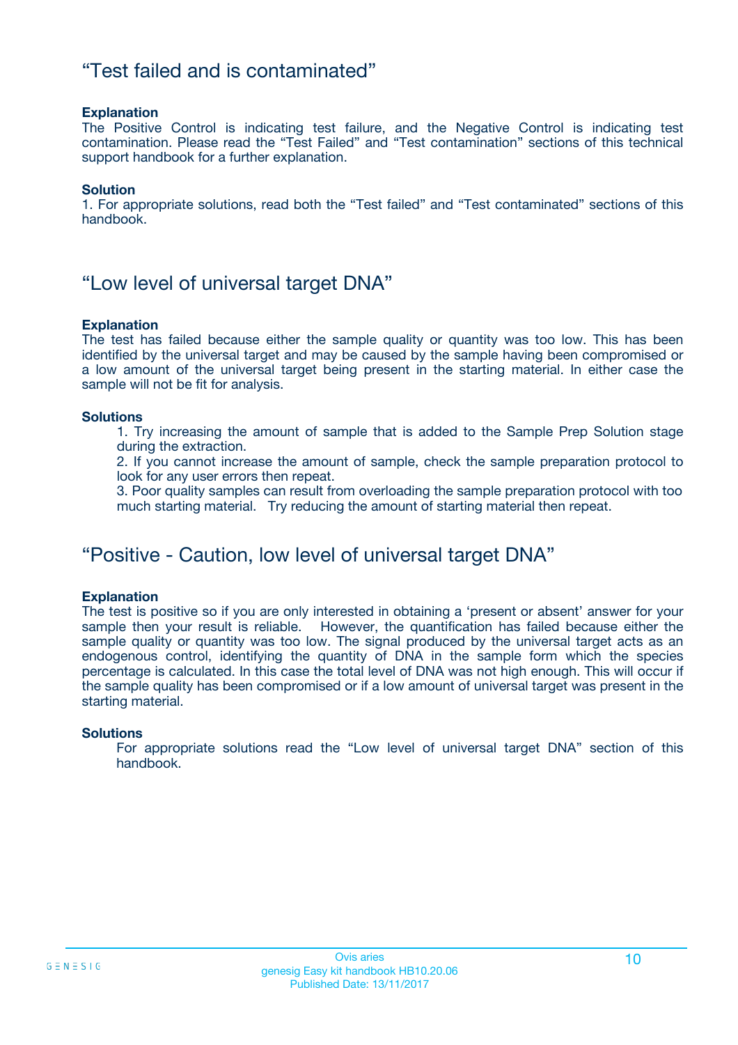## “Test failed and is contaminated”

**Explanation**
The Positive Control is indicating test failure, and the Negative Control is indicating test contamination. Please read the “Test Failed” and “Test contamination” sections of this technical support handbook for a further explanation.

**Solution**
1. For appropriate solutions, read both the “Test failed” and “Test contaminated” sections of this handbook.

## “Low level of universal target DNA”

**Explanation**
The test has failed because either the sample quality or quantity was too low. This has been identified by the universal target and may be caused by the sample having been compromised or a low amount of the universal target being present in the starting material. In either case the sample will not be fit for analysis.

**Solutions**

1. Try increasing the amount of sample that is added to the Sample Prep Solution stage during the extraction.
2. If you cannot increase the amount of sample, check the sample preparation protocol to look for any user errors then repeat.
3. Poor quality samples can result from overloading the sample preparation protocol with too much starting material. Try reducing the amount of starting material then repeat.

## “Positive - Caution, low level of universal target DNA”

**Explanation**
The test is positive so if you are only interested in obtaining a ‘present or absent’ answer for your sample then your result is reliable. However, the quantification has failed because either the sample quality or quantity was too low. The signal produced by the universal target acts as an endogenous control, identifying the quantity of DNA in the sample form which the species percentage is calculated. In this case the total level of DNA was not high enough. This will occur if the sample quality has been compromised or if a low amount of universal target was present in the starting material.

**Solutions**
For appropriate solutions read the “Low level of universal target DNA” section of this handbook.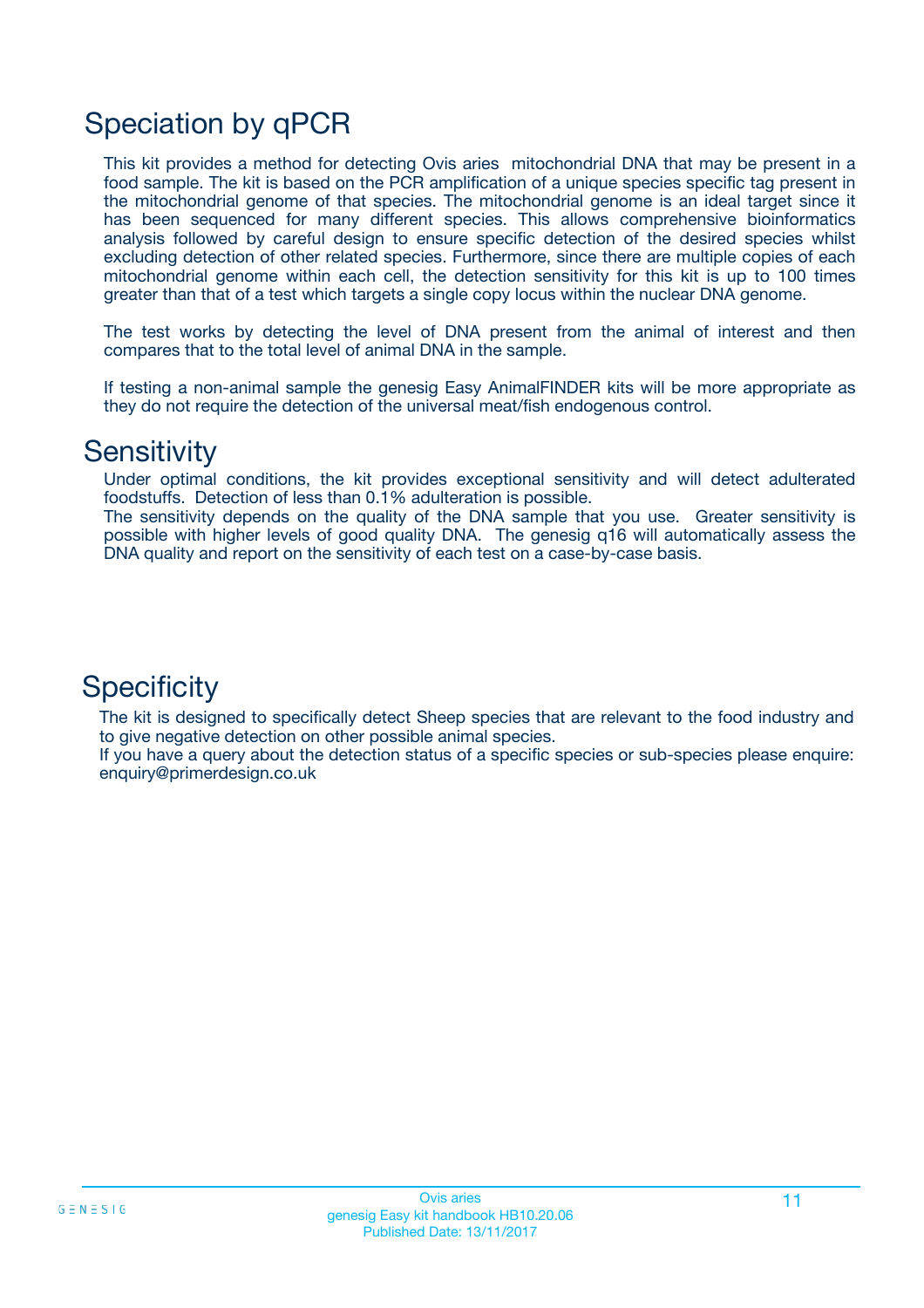# Speciation by qPCR

This kit provides a method for detecting Ovis aries mitochondrial DNA that may be present in a food sample. The kit is based on the PCR amplification of a unique species specific tag present in the mitochondrial genome of that species. The mitochondrial genome is an ideal target since it has been sequenced for many different species. This allows comprehensive bioinformatics analysis followed by careful design to ensure specific detection of the desired species whilst excluding detection of other related species. Furthermore, since there are multiple copies of each mitochondrial genome within each cell, the detection sensitivity for this kit is up to 100 times greater than that of a test which targets a single copy locus within the nuclear DNA genome.

The test works by detecting the level of DNA present from the animal of interest and then compares that to the total level of animal DNA in the sample.

If testing a non-animal sample the genesig Easy AnimalFINDER kits will be more appropriate as they do not require the detection of the universal meat/fish endogenous control.

# Sensitivity

Under optimal conditions, the kit provides exceptional sensitivity and will detect adulterated foodstuffs. Detection of less than 0.1% adulteration is possible.
The sensitivity depends on the quality of the DNA sample that you use. Greater sensitivity is possible with higher levels of good quality DNA. The genesig q16 will automatically assess the DNA quality and report on the sensitivity of each test on a case-by-case basis.

# Specificity

The kit is designed to specifically detect Sheep species that are relevant to the food industry and to give negative detection on other possible animal species.
If you have a query about the detection status of a specific species or sub-species please enquire: enquiry@primerdesign.co.uk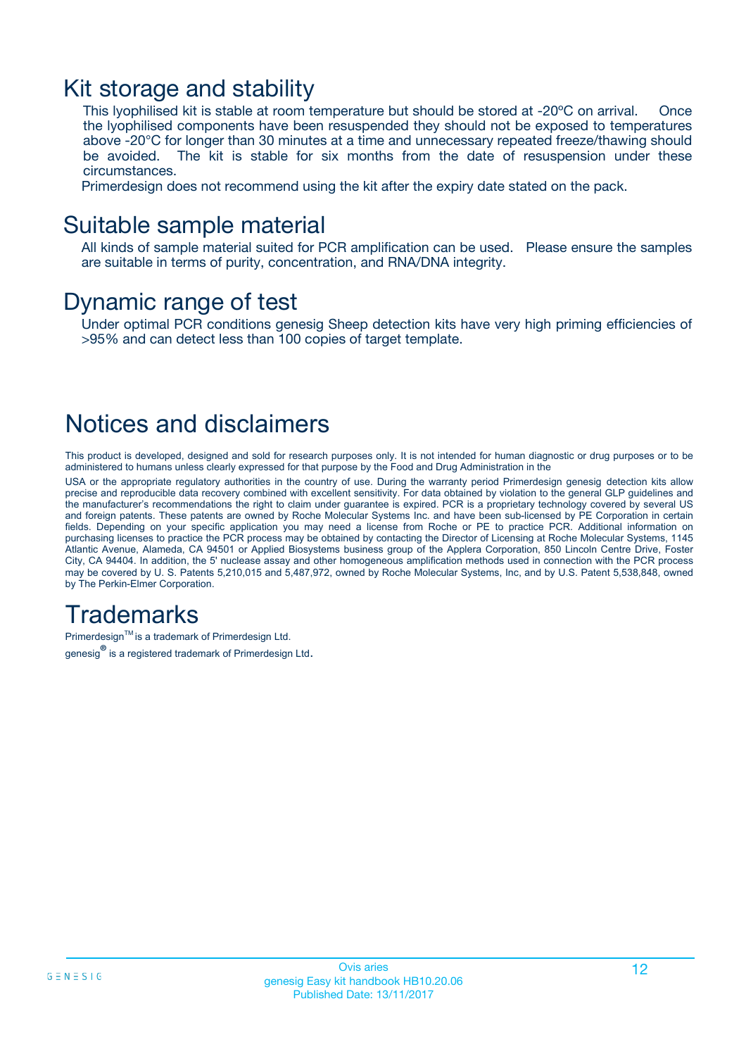## Kit storage and stability

This lyophilised kit is stable at room temperature but should be stored at -20ºC on arrival. Once the lyophilised components have been resuspended they should not be exposed to temperatures above -20°C for longer than 30 minutes at a time and unnecessary repeated freeze/thawing should be avoided. The kit is stable for six months from the date of resuspension under these circumstances.

Primerdesign does not recommend using the kit after the expiry date stated on the pack.

## Suitable sample material

All kinds of sample material suited for PCR amplification can be used. Please ensure the samples are suitable in terms of purity, concentration, and RNA/DNA integrity.

## Dynamic range of test

Under optimal PCR conditions genesig Sheep detection kits have very high priming efficiencies of >95% and can detect less than 100 copies of target template.

# Notices and disclaimers

This product is developed, designed and sold for research purposes only. It is not intended for human diagnostic or drug purposes or to be administered to humans unless clearly expressed for that purpose by the Food and Drug Administration in the

USA or the appropriate regulatory authorities in the country of use. During the warranty period Primerdesign genesig detection kits allow precise and reproducible data recovery combined with excellent sensitivity. For data obtained by violation to the general GLP guidelines and the manufacturer's recommendations the right to claim under guarantee is expired. PCR is a proprietary technology covered by several US and foreign patents. These patents are owned by Roche Molecular Systems Inc. and have been sub-licensed by PE Corporation in certain fields. Depending on your specific application you may need a license from Roche or PE to practice PCR. Additional information on purchasing licenses to practice the PCR process may be obtained by contacting the Director of Licensing at Roche Molecular Systems, 1145 Atlantic Avenue, Alameda, CA 94501 or Applied Biosystems business group of the Applera Corporation, 850 Lincoln Centre Drive, Foster City, CA 94404. In addition, the 5' nuclease assay and other homogeneous amplification methods used in connection with the PCR process may be covered by U. S. Patents 5,210,015 and 5,487,972, owned by Roche Molecular Systems, Inc, and by U.S. Patent 5,538,848, owned by The Perkin-Elmer Corporation.

# Trademarks

Primerdesign™ is a trademark of Primerdesign Ltd.

genesig® is a registered trademark of Primerdesign Ltd.